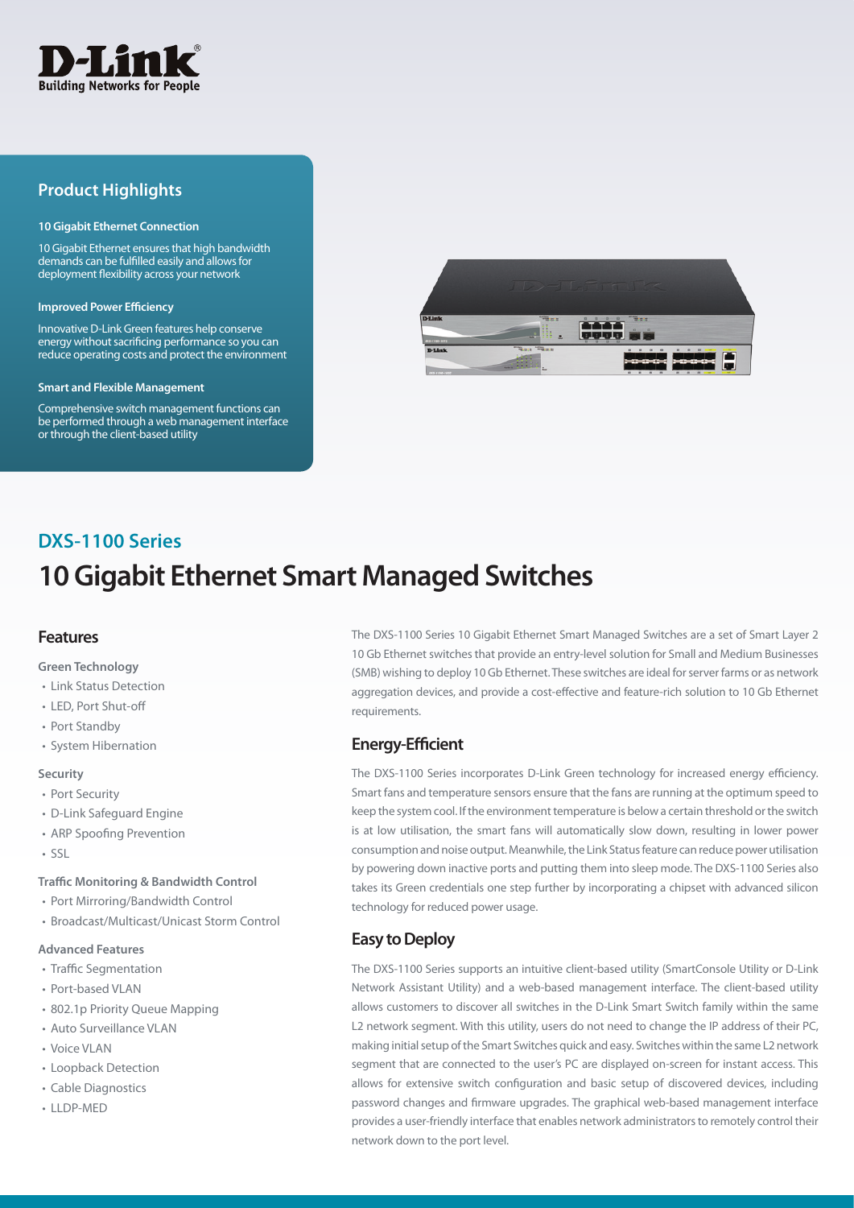D-Link
Building Networks for People

## Product Highlights

**10 Gigabit Ethernet Connection**

10 Gigabit Ethernet ensures that high bandwidth demands can be fulfilled easily and allows for deployment flexibility across your network

**Improved Power Efficiency**

Innovative D-Link Green features help conserve energy without sacrificing performance so you can reduce operating costs and protect the environment

**Smart and Flexible Management**

Comprehensive switch management functions can be performed through a web management interface or through the client-based utility

## DXS-1100 Series

# 10 Gigabit Ethernet Smart Managed Switches

### Features

**Green Technology**

- Link Status Detection
- LED, Port Shut-off
- Port Standby
- System Hibernation

**Security**

- Port Security
- D-Link Safeguard Engine
- ARP Spoofing Prevention
- SSL

**Traffic Monitoring & Bandwidth Control**

- Port Mirroring/Bandwidth Control
- Broadcast/Multicast/Unicast Storm Control

**Advanced Features**

- Traffic Segmentation
- Port-based VLAN
- 802.1p Priority Queue Mapping
- Auto Surveillance VLAN
- Voice VLAN
- Loopback Detection
- Cable Diagnostics
- LLDP-MED

The DXS-1100 Series 10 Gigabit Ethernet Smart Managed Switches are a set of Smart Layer 2 10 Gb Ethernet switches that provide an entry-level solution for Small and Medium Businesses (SMB) wishing to deploy 10 Gb Ethernet. These switches are ideal for server farms or as network aggregation devices, and provide a cost-effective and feature-rich solution to 10 Gb Ethernet requirements.

### Energy-Efficient

The DXS-1100 Series incorporates D-Link Green technology for increased energy efficiency. Smart fans and temperature sensors ensure that the fans are running at the optimum speed to keep the system cool. If the environment temperature is below a certain threshold or the switch is at low utilisation, the smart fans will automatically slow down, resulting in lower power consumption and noise output. Meanwhile, the Link Status feature can reduce power utilisation by powering down inactive ports and putting them into sleep mode. The DXS-1100 Series also takes its Green credentials one step further by incorporating a chipset with advanced silicon technology for reduced power usage.

### Easy to Deploy

The DXS-1100 Series supports an intuitive client-based utility (SmartConsole Utility or D-Link Network Assistant Utility) and a web-based management interface. The client-based utility allows customers to discover all switches in the D-Link Smart Switch family within the same L2 network segment. With this utility, users do not need to change the IP address of their PC, making initial setup of the Smart Switches quick and easy. Switches within the same L2 network segment that are connected to the user's PC are displayed on-screen for instant access. This allows for extensive switch configuration and basic setup of discovered devices, including password changes and firmware upgrades. The graphical web-based management interface provides a user-friendly interface that enables network administrators to remotely control their network down to the port level.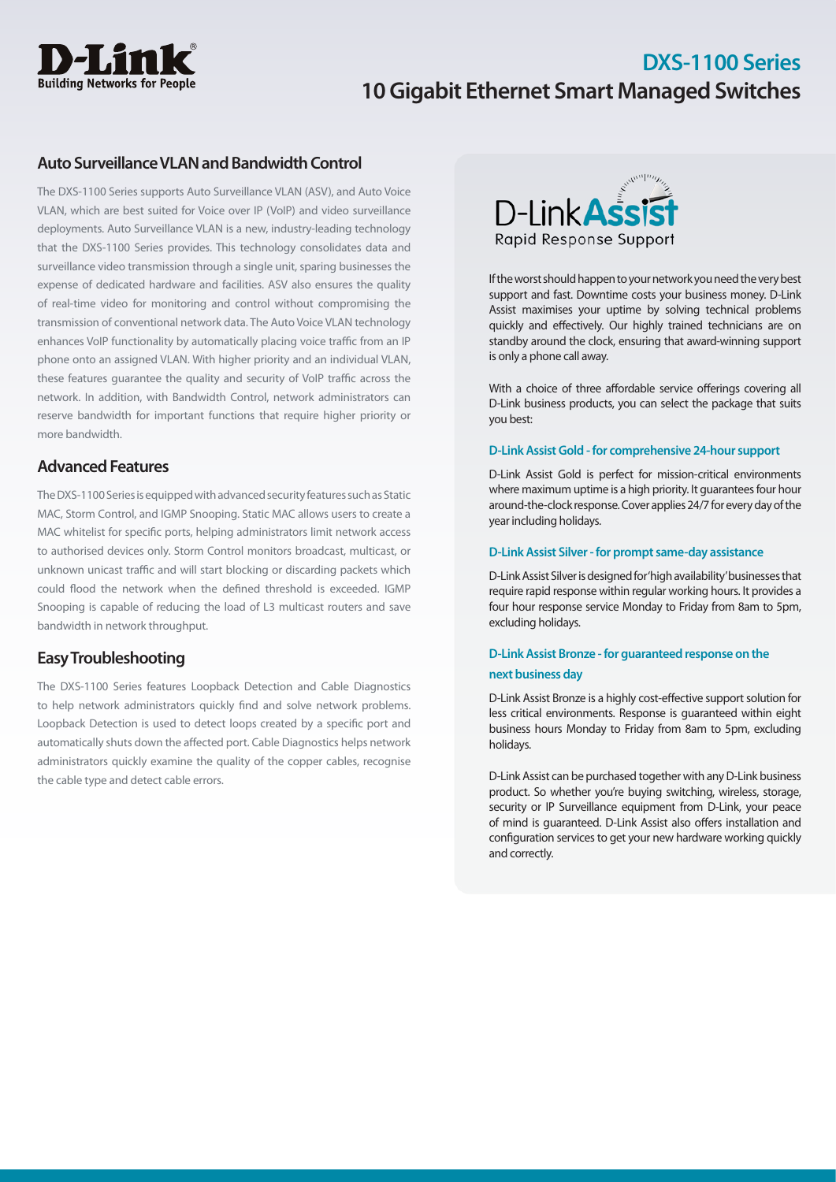## Auto Surveillance VLAN and Bandwidth Control

The DXS-1100 Series supports Auto Surveillance VLAN (ASV), and Auto Voice VLAN, which are best suited for Voice over IP (VoIP) and video surveillance deployments. Auto Surveillance VLAN is a new, industry-leading technology that the DXS-1100 Series provides. This technology consolidates data and surveillance video transmission through a single unit, sparing businesses the expense of dedicated hardware and facilities. ASV also ensures the quality of real-time video for monitoring and control without compromising the transmission of conventional network data. The Auto Voice VLAN technology enhances VoIP functionality by automatically placing voice traffic from an IP phone onto an assigned VLAN. With higher priority and an individual VLAN, these features guarantee the quality and security of VoIP traffic across the network. In addition, with Bandwidth Control, network administrators can reserve bandwidth for important functions that require higher priority or more bandwidth.

## Advanced Features

The DXS-1100 Series is equipped with advanced security features such as Static MAC, Storm Control, and IGMP Snooping. Static MAC allows users to create a MAC whitelist for specific ports, helping administrators limit network access to authorised devices only. Storm Control monitors broadcast, multicast, or unknown unicast traffic and will start blocking or discarding packets which could flood the network when the defined threshold is exceeded. IGMP Snooping is capable of reducing the load of L3 multicast routers and save bandwidth in network throughput.

## Easy Troubleshooting

The DXS-1100 Series features Loopback Detection and Cable Diagnostics to help network administrators quickly find and solve network problems. Loopback Detection is used to detect loops created by a specific port and automatically shuts down the affected port. Cable Diagnostics helps network administrators quickly examine the quality of the copper cables, recognise the cable type and detect cable errors.

## D-Link Assist

Rapid Response Support

If the worst should happen to your network you need the very best support and fast. Downtime costs your business money. D-Link Assist maximises your uptime by solving technical problems quickly and effectively. Our highly trained technicians are on standby around the clock, ensuring that award-winning support is only a phone call away.

With a choice of three affordable service offerings covering all D-Link business products, you can select the package that suits you best:

#### D-Link Assist Gold - for comprehensive 24-hour support

D-Link Assist Gold is perfect for mission-critical environments where maximum uptime is a high priority. It guarantees four hour around-the-clock response. Cover applies 24/7 for every day of the year including holidays.

#### D-Link Assist Silver - for prompt same-day assistance

D-Link Assist Silver is designed for 'high availability' businesses that require rapid response within regular working hours. It provides a four hour response service Monday to Friday from 8am to 5pm, excluding holidays.

#### D-Link Assist Bronze - for guaranteed response on the next business day

D-Link Assist Bronze is a highly cost-effective support solution for less critical environments. Response is guaranteed within eight business hours Monday to Friday from 8am to 5pm, excluding holidays.

D-Link Assist can be purchased together with any D-Link business product. So whether you're buying switching, wireless, storage, security or IP Surveillance equipment from D-Link, your peace of mind is guaranteed. D-Link Assist also offers installation and configuration services to get your new hardware working quickly and correctly.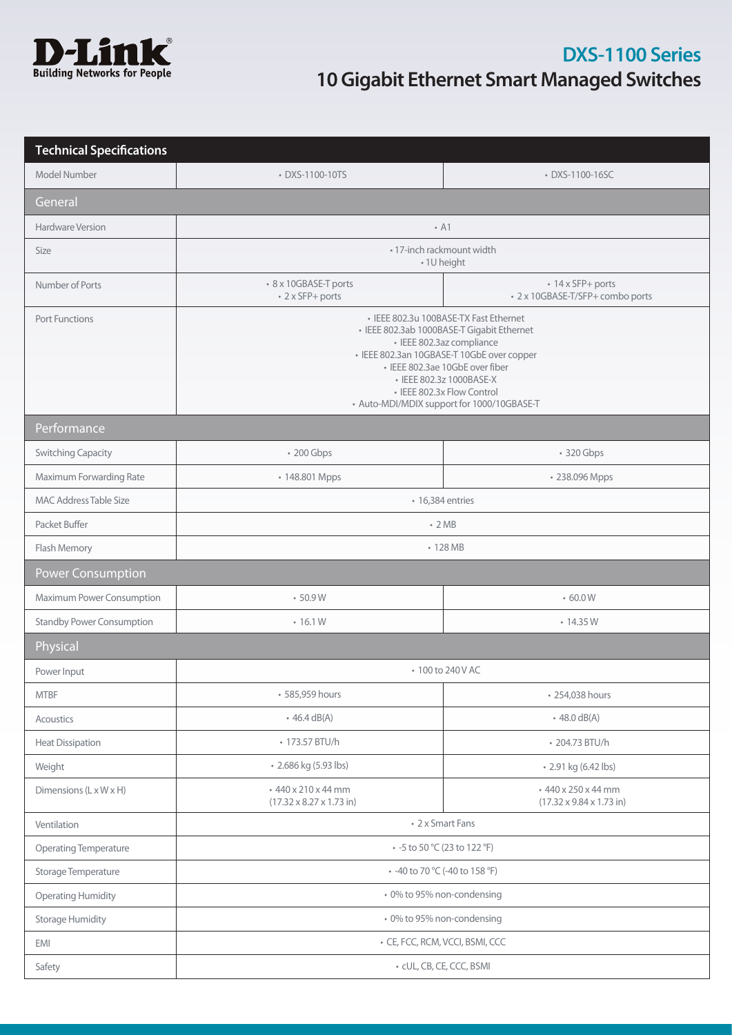# DXS-1100 Series
## 10 Gigabit Ethernet Smart Managed Switches

| Technical Specifications | | |
|---|---|---|
| Model Number | • DXS-1100-10TS | • DXS-1100-16SC |
| **General** | | |
| Hardware Version | • A1 | |
| Size | • 17-inch rackmount width<br>• 1U height | |
| Number of Ports | • 8 x 10GBASE-T ports<br>• 2 x SFP+ ports | • 14 x SFP+ ports<br>• 2 x 10GBASE-T/SFP+ combo ports |
| Port Functions | • IEEE 802.3u 100BASE-TX Fast Ethernet<br>• IEEE 802.3ab 1000BASE-T Gigabit Ethernet<br>• IEEE 802.3az compliance<br>• IEEE 802.3an 10GBASE-T 10GbE over copper<br>• IEEE 802.3ae 10GbE over fiber<br>• IEEE 802.3z 1000BASE-X<br>• IEEE 802.3x Flow Control<br>• Auto-MDI/MDIX support for 1000/10GBASE-T | |
| **Performance** | | |
| Switching Capacity | • 200 Gbps | • 320 Gbps |
| Maximum Forwarding Rate | • 148.801 Mpps | • 238.096 Mpps |
| MAC Address Table Size | • 16,384 entries | |
| Packet Buffer | • 2 MB | |
| Flash Memory | • 128 MB | |
| **Power Consumption** | | |
| Maximum Power Consumption | • 50.9 W | • 60.0 W |
| Standby Power Consumption | • 16.1 W | • 14.35 W |
| **Physical** | | |
| Power Input | • 100 to 240 V AC | |
| MTBF | • 585,959 hours | • 254,038 hours |
| Acoustics | • 46.4 dB(A) | • 48.0 dB(A) |
| Heat Dissipation | • 173.57 BTU/h | • 204.73 BTU/h |
| Weight | • 2.686 kg (5.93 lbs) | • 2.91 kg (6.42 lbs) |
| Dimensions (L x W x H) | • 440 x 210 x 44 mm<br>(17.32 x 8.27 x 1.73 in) | • 440 x 250 x 44 mm<br>(17.32 x 9.84 x 1.73 in) |
| Ventilation | • 2 x Smart Fans | |
| Operating Temperature | • -5 to 50 °C (23 to 122 °F) | |
| Storage Temperature | • -40 to 70 °C (-40 to 158 °F) | |
| Operating Humidity | • 0% to 95% non-condensing | |
| Storage Humidity | • 0% to 95% non-condensing | |
| EMI | • CE, FCC, RCM, VCCI, BSMI, CCC | |
| Safety | • cUL, CB, CE, CCC, BSMI | |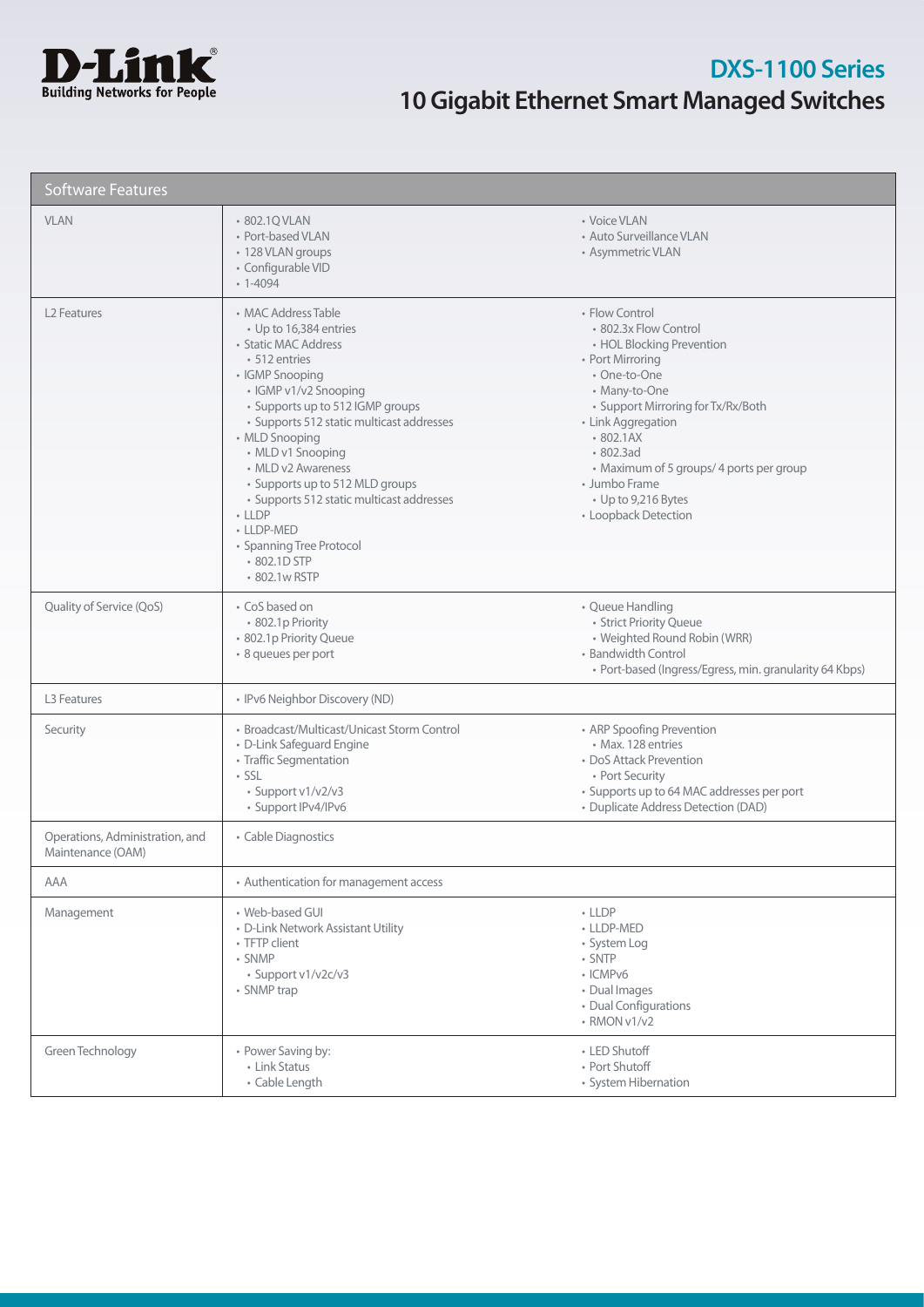# DXS-1100 Series

## 10 Gigabit Ethernet Smart Managed Switches

| Software Features | | |
|---|---|---|
| VLAN | • 802.1Q VLAN<br>• Port-based VLAN<br>• 128 VLAN groups<br>• Configurable VID<br>• 1-4094 | • Voice VLAN<br>• Auto Surveillance VLAN<br>• Asymmetric VLAN |
| L2 Features | • MAC Address Table<br>  • Up to 16,384 entries<br>• Static MAC Address<br>  • 512 entries<br>• IGMP Snooping<br>  • IGMP v1/v2 Snooping<br>  • Supports up to 512 IGMP groups<br>  • Supports 512 static multicast addresses<br>• MLD Snooping<br>  • MLD v1 Snooping<br>  • MLD v2 Awareness<br>  • Supports up to 512 MLD groups<br>  • Supports 512 static multicast addresses<br>• LLDP<br>• LLDP-MED<br>• Spanning Tree Protocol<br>  • 802.1D STP<br>  • 802.1w RSTP | • Flow Control<br>  • 802.3x Flow Control<br>  • HOL Blocking Prevention<br>• Port Mirroring<br>  • One-to-One<br>  • Many-to-One<br>  • Support Mirroring for Tx/Rx/Both<br>• Link Aggregation<br>  • 802.1AX<br>  • 802.3ad<br>  • Maximum of 5 groups/ 4 ports per group<br>• Jumbo Frame<br>  • Up to 9,216 Bytes<br>• Loopback Detection |
| Quality of Service (QoS) | • CoS based on<br>  • 802.1p Priority<br>• 802.1p Priority Queue<br>• 8 queues per port | • Queue Handling<br>  • Strict Priority Queue<br>  • Weighted Round Robin (WRR)<br>• Bandwidth Control<br>  • Port-based (Ingress/Egress, min. granularity 64 Kbps) |
| L3 Features | • IPv6 Neighbor Discovery (ND) | |
| Security | • Broadcast/Multicast/Unicast Storm Control<br>• D-Link Safeguard Engine<br>• Traffic Segmentation<br>• SSL<br>  • Support v1/v2/v3<br>  • Support IPv4/IPv6 | • ARP Spoofing Prevention<br>  • Max. 128 entries<br>• DoS Attack Prevention<br>  • Port Security<br>• Supports up to 64 MAC addresses per port<br>• Duplicate Address Detection (DAD) |
| Operations, Administration, and Maintenance (OAM) | • Cable Diagnostics | |
| AAA | • Authentication for management access | |
| Management | • Web-based GUI<br>• D-Link Network Assistant Utility<br>• TFTP client<br>• SNMP<br>  • Support v1/v2c/v3<br>• SNMP trap | • LLDP<br>• LLDP-MED<br>• System Log<br>• SNTP<br>• ICMPv6<br>• Dual Images<br>• Dual Configurations<br>• RMON v1/v2 |
| Green Technology | • Power Saving by:<br>  • Link Status<br>  • Cable Length | • LED Shutoff<br>• Port Shutoff<br>• System Hibernation |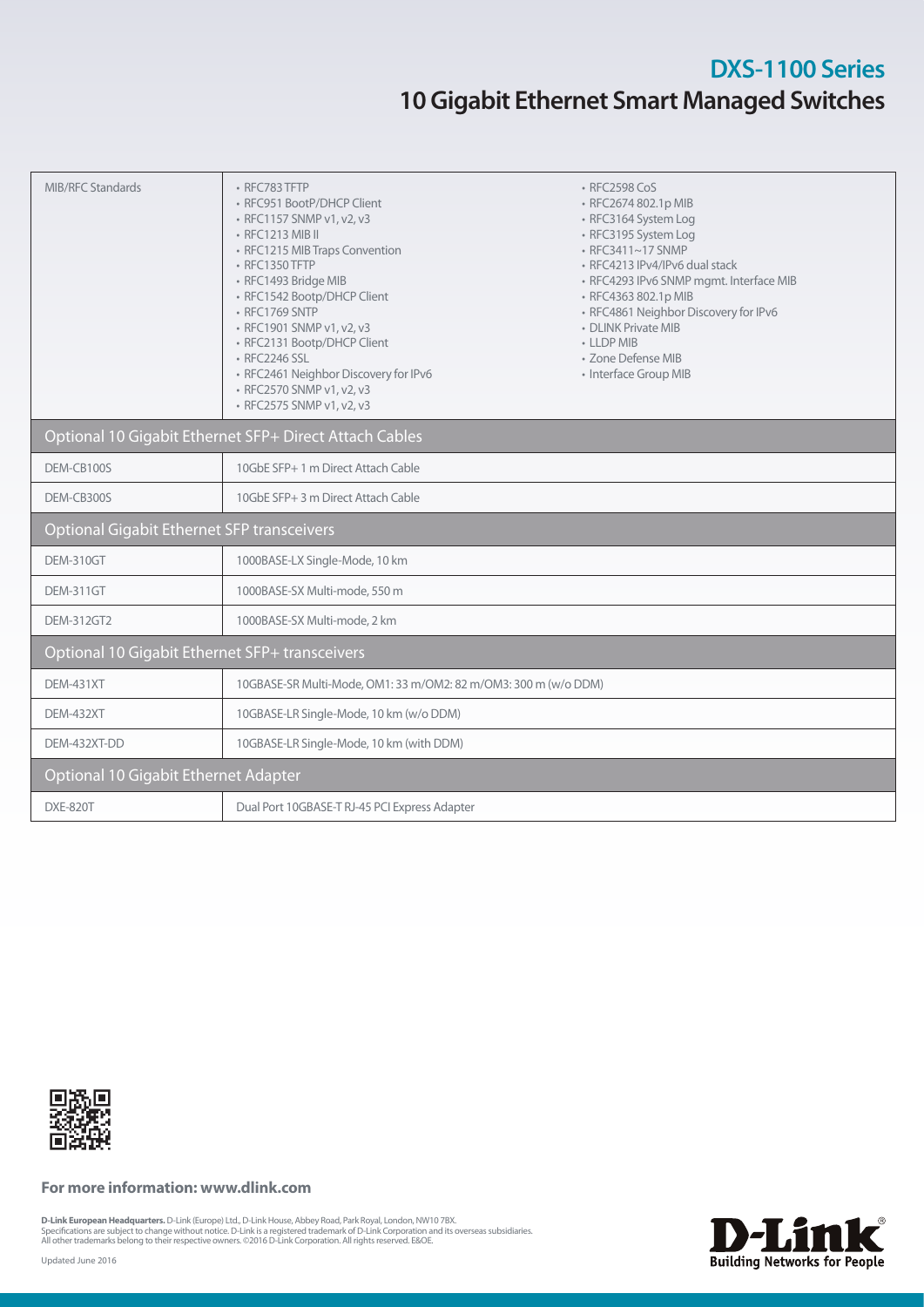# DXS-1100 Series
## 10 Gigabit Ethernet Smart Managed Switches

| | | |
|---|---|---|
| MIB/RFC Standards | • RFC783 TFTP<br>• RFC951 BootP/DHCP Client<br>• RFC1157 SNMP v1, v2, v3<br>• RFC1213 MIB II<br>• RFC1215 MIB Traps Convention<br>• RFC1350 TFTP<br>• RFC1493 Bridge MIB<br>• RFC1542 Bootp/DHCP Client<br>• RFC1769 SNTP<br>• RFC1901 SNMP v1, v2, v3<br>• RFC2131 Bootp/DHCP Client<br>• RFC2246 SSL<br>• RFC2461 Neighbor Discovery for IPv6<br>• RFC2570 SNMP v1, v2, v3<br>• RFC2575 SNMP v1, v2, v3 | • RFC2598 CoS<br>• RFC2674 802.1p MIB<br>• RFC3164 System Log<br>• RFC3195 System Log<br>• RFC3411~17 SNMP<br>• RFC4213 IPv4/IPv6 dual stack<br>• RFC4293 IPv6 SNMP mgmt. Interface MIB<br>• RFC4363 802.1p MIB<br>• RFC4861 Neighbor Discovery for IPv6<br>• DLINK Private MIB<br>• LLDP MIB<br>• Zone Defense MIB<br>• Interface Group MIB |
| **Optional 10 Gigabit Ethernet SFP+ Direct Attach Cables** | | |
| DEM-CB100S | 10GbE SFP+ 1 m Direct Attach Cable | |
| DEM-CB300S | 10GbE SFP+ 3 m Direct Attach Cable | |
| **Optional Gigabit Ethernet SFP transceivers** | | |
| DEM-310GT | 1000BASE-LX Single-Mode, 10 km | |
| DEM-311GT | 1000BASE-SX Multi-mode, 550 m | |
| DEM-312GT2 | 1000BASE-SX Multi-mode, 2 km | |
| **Optional 10 Gigabit Ethernet SFP+ transceivers** | | |
| DEM-431XT | 10GBASE-SR Multi-Mode, OM1: 33 m/OM2: 82 m/OM3: 300 m (w/o DDM) | |
| DEM-432XT | 10GBASE-LR Single-Mode, 10 km (w/o DDM) | |
| DEM-432XT-DD | 10GBASE-LR Single-Mode, 10 km (with DDM) | |
| **Optional 10 Gigabit Ethernet Adapter** | | |
| DXE-820T | Dual Port 10GBASE-T RJ-45 PCI Express Adapter | |

**For more information: www.dlink.com**

**D-Link European Headquarters.** D-Link (Europe) Ltd., D-Link House, Abbey Road, Park Royal, London, NW10 7BX.
Specifications are subject to change without notice. D-Link is a registered trademark of D-Link Corporation and its overseas subsidiaries.
All other trademarks belong to their respective owners. ©2016 D-Link Corporation. All rights reserved. E&OE.

Updated June 2016

D-Link® Building Networks for People